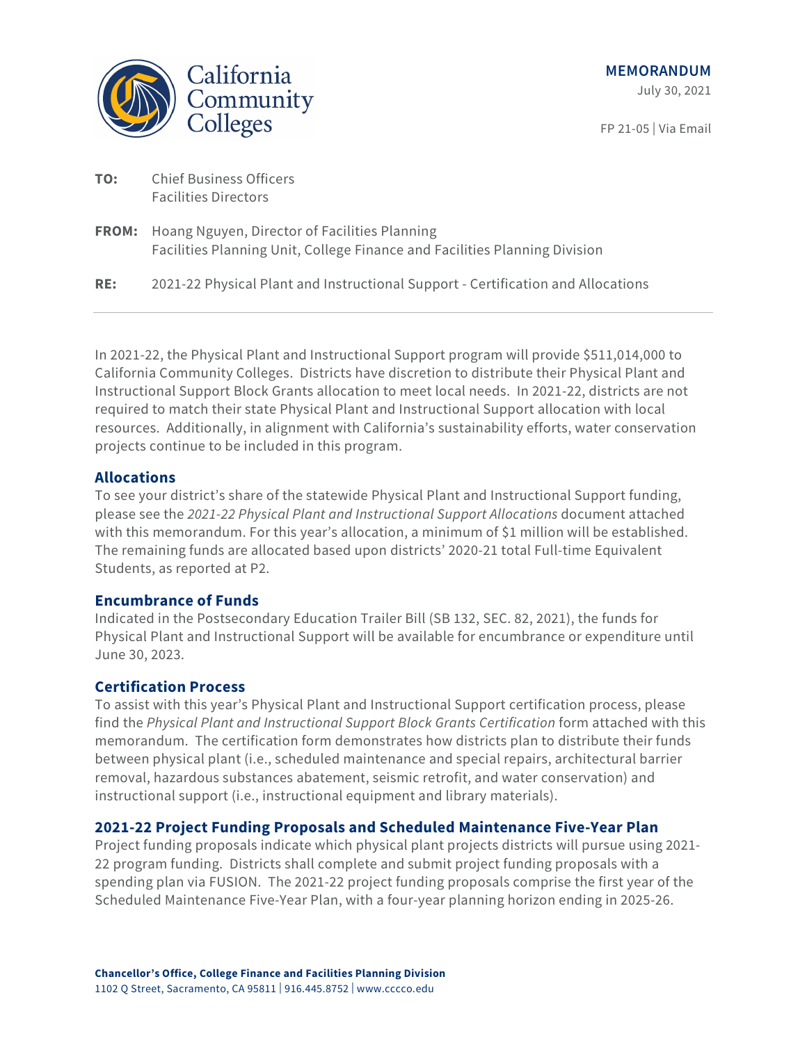California Community Colleges

**MEMORANDUM**

July 30, 2021

FP 21-05 | Via Email

**TO:** Chief Business Officers
Facilities Directors

**FROM:** Hoang Nguyen, Director of Facilities Planning
Facilities Planning Unit, College Finance and Facilities Planning Division

**RE:** 2021-22 Physical Plant and Instructional Support - Certification and Allocations

---

In 2021-22, the Physical Plant and Instructional Support program will provide $511,014,000 to California Community Colleges. Districts have discretion to distribute their Physical Plant and Instructional Support Block Grants allocation to meet local needs. In 2021-22, districts are not required to match their state Physical Plant and Instructional Support allocation with local resources. Additionally, in alignment with California's sustainability efforts, water conservation projects continue to be included in this program.

## Allocations

To see your district's share of the statewide Physical Plant and Instructional Support funding, please see the *2021-22 Physical Plant and Instructional Support Allocations* document attached with this memorandum. For this year's allocation, a minimum of $1 million will be established. The remaining funds are allocated based upon districts' 2020-21 total Full-time Equivalent Students, as reported at P2.

## Encumbrance of Funds

Indicated in the Postsecondary Education Trailer Bill (SB 132, SEC. 82, 2021), the funds for Physical Plant and Instructional Support will be available for encumbrance or expenditure until June 30, 2023.

## Certification Process

To assist with this year's Physical Plant and Instructional Support certification process, please find the *Physical Plant and Instructional Support Block Grants Certification* form attached with this memorandum. The certification form demonstrates how districts plan to distribute their funds between physical plant (i.e., scheduled maintenance and special repairs, architectural barrier removal, hazardous substances abatement, seismic retrofit, and water conservation) and instructional support (i.e., instructional equipment and library materials).

## 2021-22 Project Funding Proposals and Scheduled Maintenance Five-Year Plan

Project funding proposals indicate which physical plant projects districts will pursue using 2021-22 program funding. Districts shall complete and submit project funding proposals with a spending plan via FUSION. The 2021-22 project funding proposals comprise the first year of the Scheduled Maintenance Five-Year Plan, with a four-year planning horizon ending in 2025-26.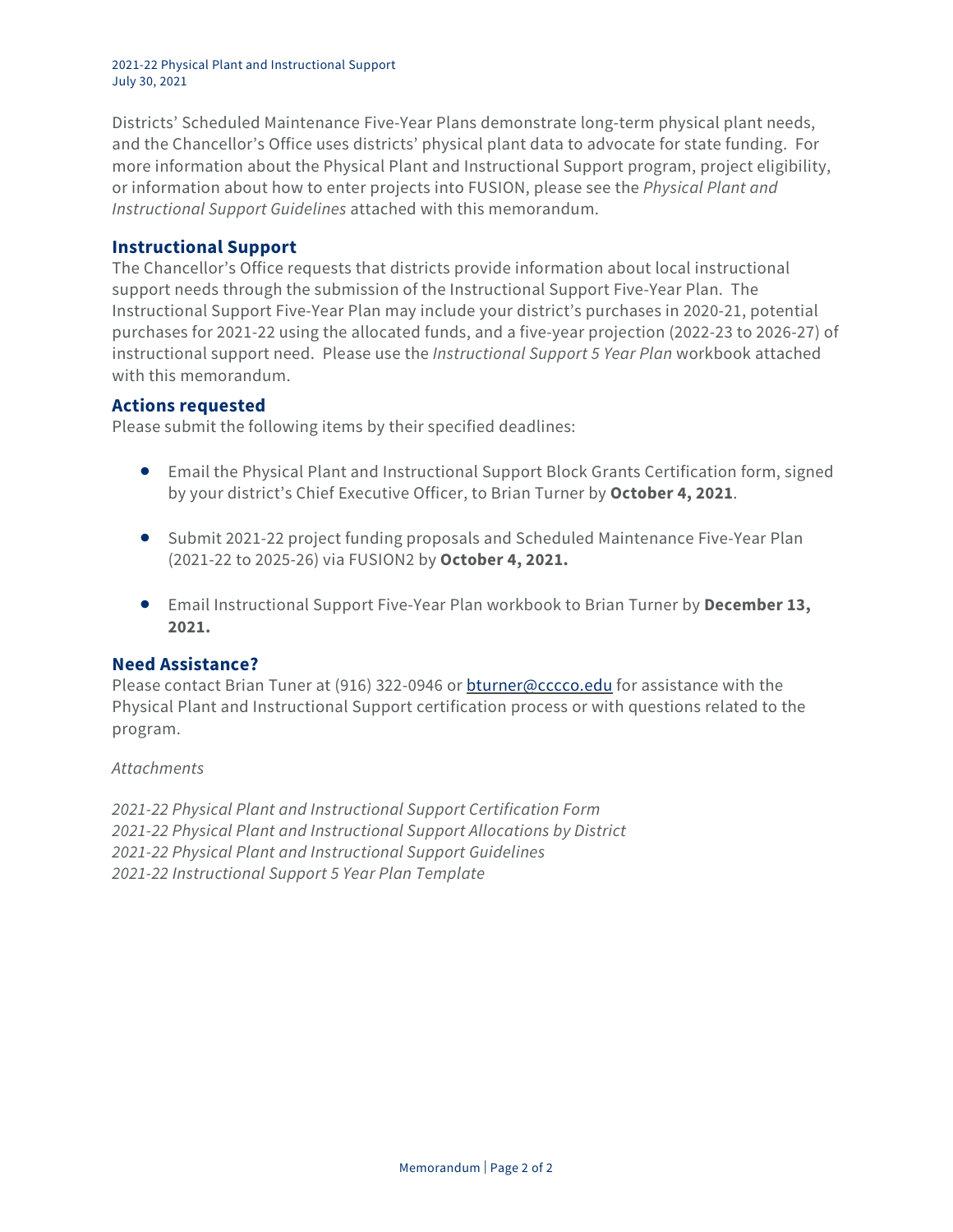Districts' Scheduled Maintenance Five-Year Plans demonstrate long-term physical plant needs, and the Chancellor's Office uses districts' physical plant data to advocate for state funding. For more information about the Physical Plant and Instructional Support program, project eligibility, or information about how to enter projects into FUSION, please see the *Physical Plant and Instructional Support Guidelines* attached with this memorandum.

## Instructional Support

The Chancellor's Office requests that districts provide information about local instructional support needs through the submission of the Instructional Support Five-Year Plan. The Instructional Support Five-Year Plan may include your district's purchases in 2020-21, potential purchases for 2021-22 using the allocated funds, and a five-year projection (2022-23 to 2026-27) of instructional support need. Please use the *Instructional Support 5 Year Plan* workbook attached with this memorandum.

## Actions requested

Please submit the following items by their specified deadlines:

- Email the Physical Plant and Instructional Support Block Grants Certification form, signed by your district's Chief Executive Officer, to Brian Turner by **October 4, 2021**.
- Submit 2021-22 project funding proposals and Scheduled Maintenance Five-Year Plan (2021-22 to 2025-26) via FUSION2 by **October 4, 2021.**
- Email Instructional Support Five-Year Plan workbook to Brian Turner by **December 13, 2021.**

## Need Assistance?

Please contact Brian Tuner at (916) 322-0946 or bturner@cccco.edu for assistance with the Physical Plant and Instructional Support certification process or with questions related to the program.

*Attachments*

*2021-22 Physical Plant and Instructional Support Certification Form*
*2021-22 Physical Plant and Instructional Support Allocations by District*
*2021-22 Physical Plant and Instructional Support Guidelines*
*2021-22 Instructional Support 5 Year Plan Template*